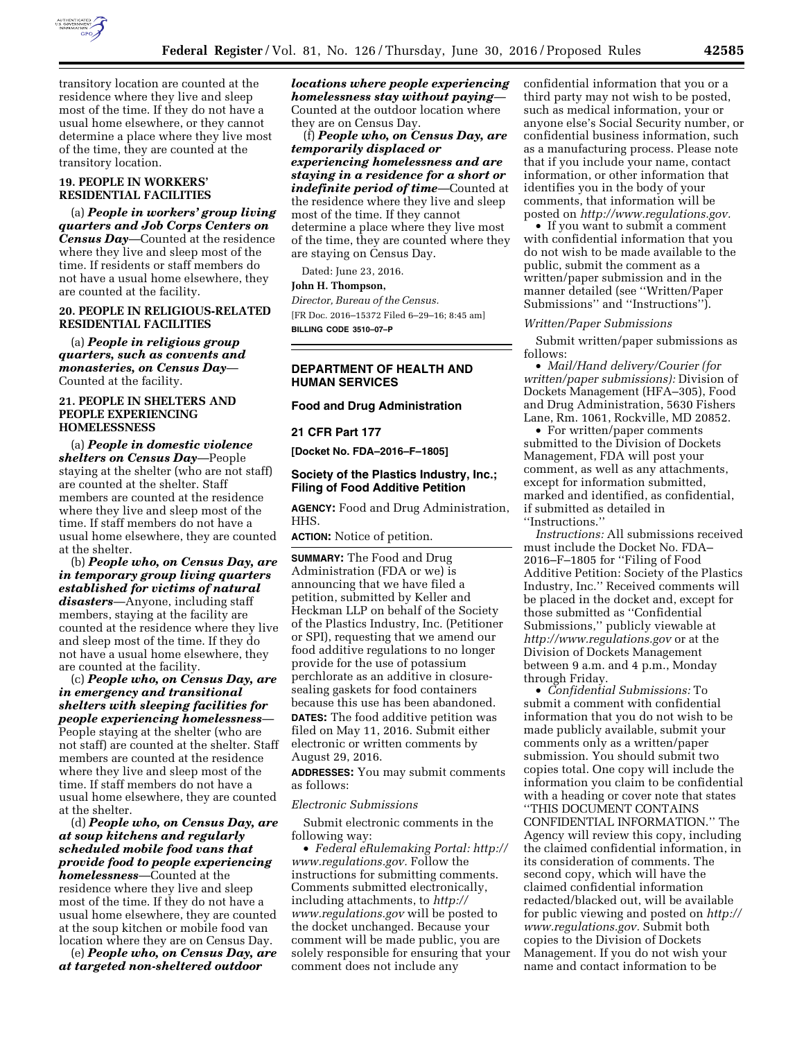transitory location are counted at the residence where they live and sleep most of the time. If they do not have a usual home elsewhere, or they cannot determine a place where they live most of the time, they are counted at the transitory location.

**19. PEOPLE IN WORKERS' RESIDENTIAL FACILITIES**

(a) ***People in workers' group living quarters and Job Corps Centers on Census Day***—Counted at the residence where they live and sleep most of the time. If residents or staff members do not have a usual home elsewhere, they are counted at the facility.

**20. PEOPLE IN RELIGIOUS-RELATED RESIDENTIAL FACILITIES**

(a) ***People in religious group quarters, such as convents and monasteries, on Census Day***—Counted at the facility.

**21. PEOPLE IN SHELTERS AND PEOPLE EXPERIENCING HOMELESSNESS**

(a) ***People in domestic violence shelters on Census Day***—People staying at the shelter (who are not staff) are counted at the shelter. Staff members are counted at the residence where they live and sleep most of the time. If staff members do not have a usual home elsewhere, they are counted at the shelter.

(b) ***People who, on Census Day, are in temporary group living quarters established for victims of natural disasters***—Anyone, including staff members, staying at the facility are counted at the residence where they live and sleep most of the time. If they do not have a usual home elsewhere, they are counted at the facility.

(c) ***People who, on Census Day, are in emergency and transitional shelters with sleeping facilities for people experiencing homelessness***—People staying at the shelter (who are not staff) are counted at the shelter. Staff members are counted at the residence where they live and sleep most of the time. If staff members do not have a usual home elsewhere, they are counted at the shelter.

(d) ***People who, on Census Day, are at soup kitchens and regularly scheduled mobile food vans that provide food to people experiencing homelessness***—Counted at the residence where they live and sleep most of the time. If they do not have a usual home elsewhere, they are counted at the soup kitchen or mobile food van location where they are on Census Day.

(e) ***People who, on Census Day, are at targeted non-sheltered outdoor locations where people experiencing homelessness stay without paying***—Counted at the outdoor location where they are on Census Day.

(f) ***People who, on Census Day, are temporarily displaced or experiencing homelessness and are staying in a residence for a short or indefinite period of time***—Counted at the residence where they live and sleep most of the time. If they cannot determine a place where they live most of the time, they are counted where they are staying on Census Day.

Dated: June 23, 2016.

**John H. Thompson,**

*Director, Bureau of the Census.*

[FR Doc. 2016–15372 Filed 6–29–16; 8:45 am]

**BILLING CODE 3510–07–P**

---

**DEPARTMENT OF HEALTH AND HUMAN SERVICES**

**Food and Drug Administration**

**21 CFR Part 177**

**[Docket No. FDA–2016–F–1805]**

## Society of the Plastics Industry, Inc.; Filing of Food Additive Petition

**AGENCY:** Food and Drug Administration, HHS.

**ACTION:** Notice of petition.

**SUMMARY:** The Food and Drug Administration (FDA or we) is announcing that we have filed a petition, submitted by Keller and Heckman LLP on behalf of the Society of the Plastics Industry, Inc. (Petitioner or SPI), requesting that we amend our food additive regulations to no longer provide for the use of potassium perchlorate as an additive in closure-sealing gaskets for food containers because this use has been abandoned.

**DATES:** The food additive petition was filed on May 11, 2016. Submit either electronic or written comments by August 29, 2016.

**ADDRESSES:** You may submit comments as follows:

*Electronic Submissions*

Submit electronic comments in the following way:

- *Federal eRulemaking Portal: http://www.regulations.gov.* Follow the instructions for submitting comments. Comments submitted electronically, including attachments, to *http://www.regulations.gov* will be posted to the docket unchanged. Because your comment will be made public, you are solely responsible for ensuring that your comment does not include any confidential information that you or a third party may not wish to be posted, such as medical information, your or anyone else's Social Security number, or confidential business information, such as a manufacturing process. Please note that if you include your name, contact information, or other information that identifies you in the body of your comments, that information will be posted on *http://www.regulations.gov.*
- If you want to submit a comment with confidential information that you do not wish to be made available to the public, submit the comment as a written/paper submission and in the manner detailed (see ''Written/Paper Submissions'' and ''Instructions'').

*Written/Paper Submissions*

Submit written/paper submissions as follows:

- *Mail/Hand delivery/Courier (for written/paper submissions):* Division of Dockets Management (HFA–305), Food and Drug Administration, 5630 Fishers Lane, Rm. 1061, Rockville, MD 20852.
- For written/paper comments submitted to the Division of Dockets Management, FDA will post your comment, as well as any attachments, except for information submitted, marked and identified, as confidential, if submitted as detailed in ''Instructions.''

*Instructions:* All submissions received must include the Docket No. FDA–2016–F–1805 for ''Filing of Food Additive Petition: Society of the Plastics Industry, Inc.'' Received comments will be placed in the docket and, except for those submitted as ''Confidential Submissions,'' publicly viewable at *http://www.regulations.gov* or at the Division of Dockets Management between 9 a.m. and 4 p.m., Monday through Friday.

- *Confidential Submissions:* To submit a comment with confidential information that you do not wish to be made publicly available, submit your comments only as a written/paper submission. You should submit two copies total. One copy will include the information you claim to be confidential with a heading or cover note that states ''THIS DOCUMENT CONTAINS CONFIDENTIAL INFORMATION.'' The Agency will review this copy, including the claimed confidential information, in its consideration of comments. The second copy, which will have the claimed confidential information redacted/blacked out, will be available for public viewing and posted on *http://www.regulations.gov.* Submit both copies to the Division of Dockets Management. If you do not wish your name and contact information to be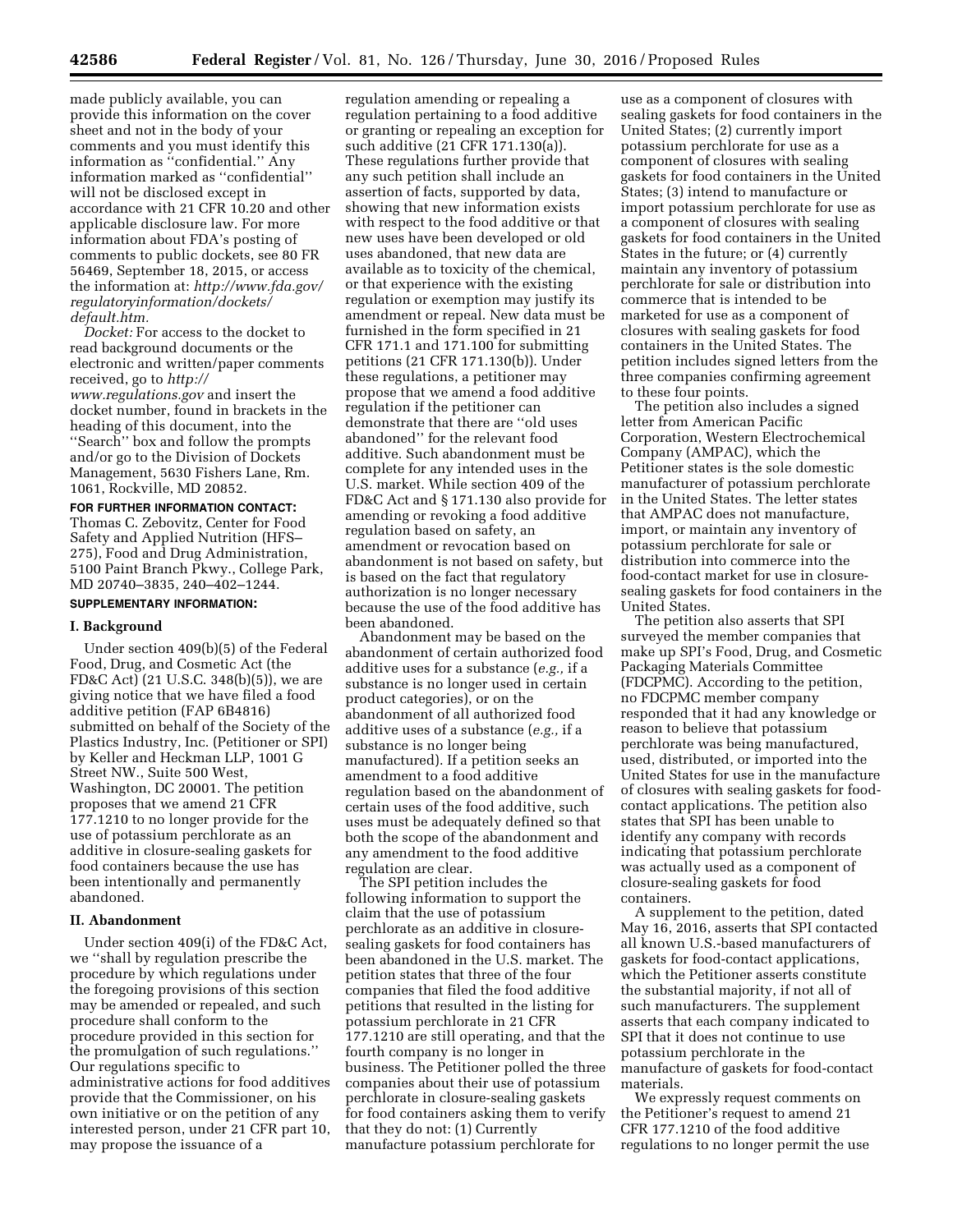made publicly available, you can provide this information on the cover sheet and not in the body of your comments and you must identify this information as ''confidential.'' Any information marked as ''confidential'' will not be disclosed except in accordance with 21 CFR 10.20 and other applicable disclosure law. For more information about FDA's posting of comments to public dockets, see 80 FR 56469, September 18, 2015, or access the information at: *http://www.fda.gov/regulatoryinformation/dockets/default.htm.*

*Docket:* For access to the docket to read background documents or the electronic and written/paper comments received, go to *http://www.regulations.gov* and insert the docket number, found in brackets in the heading of this document, into the ''Search'' box and follow the prompts and/or go to the Division of Dockets Management, 5630 Fishers Lane, Rm. 1061, Rockville, MD 20852.

**FOR FURTHER INFORMATION CONTACT:** Thomas C. Zebovitz, Center for Food Safety and Applied Nutrition (HFS–275), Food and Drug Administration, 5100 Paint Branch Pkwy., College Park, MD 20740–3835, 240–402–1244.

**SUPPLEMENTARY INFORMATION:**

## I. Background

Under section 409(b)(5) of the Federal Food, Drug, and Cosmetic Act (the FD&C Act) (21 U.S.C. 348(b)(5)), we are giving notice that we have filed a food additive petition (FAP 6B4816) submitted on behalf of the Society of the Plastics Industry, Inc. (Petitioner or SPI) by Keller and Heckman LLP, 1001 G Street NW., Suite 500 West, Washington, DC 20001. The petition proposes that we amend 21 CFR 177.1210 to no longer provide for the use of potassium perchlorate as an additive in closure-sealing gaskets for food containers because the use has been intentionally and permanently abandoned.

## II. Abandonment

Under section 409(i) of the FD&C Act, we ''shall by regulation prescribe the procedure by which regulations under the foregoing provisions of this section may be amended or repealed, and such procedure shall conform to the procedure provided in this section for the promulgation of such regulations.'' Our regulations specific to administrative actions for food additives provide that the Commissioner, on his own initiative or on the petition of any interested person, under 21 CFR part 10, may propose the issuance of a regulation amending or repealing a regulation pertaining to a food additive or granting or repealing an exception for such additive (21 CFR 171.130(a)). These regulations further provide that any such petition shall include an assertion of facts, supported by data, showing that new information exists with respect to the food additive or that new uses have been developed or old uses abandoned, that new data are available as to toxicity of the chemical, or that experience with the existing regulation or exemption may justify its amendment or repeal. New data must be furnished in the form specified in 21 CFR 171.1 and 171.100 for submitting petitions (21 CFR 171.130(b)). Under these regulations, a petitioner may propose that we amend a food additive regulation if the petitioner can demonstrate that there are ''old uses abandoned'' for the relevant food additive. Such abandonment must be complete for any intended uses in the U.S. market. While section 409 of the FD&C Act and § 171.130 also provide for amending or revoking a food additive regulation based on safety, an amendment or revocation based on abandonment is not based on safety, but is based on the fact that regulatory authorization is no longer necessary because the use of the food additive has been abandoned.

Abandonment may be based on the abandonment of certain authorized food additive uses for a substance (*e.g.,* if a substance is no longer used in certain product categories), or on the abandonment of all authorized food additive uses of a substance (*e.g.,* if a substance is no longer being manufactured). If a petition seeks an amendment to a food additive regulation based on the abandonment of certain uses of the food additive, such uses must be adequately defined so that both the scope of the abandonment and any amendment to the food additive regulation are clear.

The SPI petition includes the following information to support the claim that the use of potassium perchlorate as an additive in closure-sealing gaskets for food containers has been abandoned in the U.S. market. The petition states that three of the four companies that filed the food additive petitions that resulted in the listing for potassium perchlorate in 21 CFR 177.1210 are still operating, and that the fourth company is no longer in business. The Petitioner polled the three companies about their use of potassium perchlorate in closure-sealing gaskets for food containers asking them to verify that they do not: (1) Currently manufacture potassium perchlorate for use as a component of closures with sealing gaskets for food containers in the United States; (2) currently import potassium perchlorate for use as a component of closures with sealing gaskets for food containers in the United States; (3) intend to manufacture or import potassium perchlorate for use as a component of closures with sealing gaskets for food containers in the United States in the future; or (4) currently maintain any inventory of potassium perchlorate for sale or distribution into commerce that is intended to be marketed for use as a component of closures with sealing gaskets for food containers in the United States. The petition includes signed letters from the three companies confirming agreement to these four points.

The petition also includes a signed letter from American Pacific Corporation, Western Electrochemical Company (AMPAC), which the Petitioner states is the sole domestic manufacturer of potassium perchlorate in the United States. The letter states that AMPAC does not manufacture, import, or maintain any inventory of potassium perchlorate for sale or distribution into commerce into the food-contact market for use in closure-sealing gaskets for food containers in the United States.

The petition also asserts that SPI surveyed the member companies that make up SPI's Food, Drug, and Cosmetic Packaging Materials Committee (FDCPMC). According to the petition, no FDCPMC member company responded that it had any knowledge or reason to believe that potassium perchlorate was being manufactured, used, distributed, or imported into the United States for use in the manufacture of closures with sealing gaskets for food-contact applications. The petition also states that SPI has been unable to identify any company with records indicating that potassium perchlorate was actually used as a component of closure-sealing gaskets for food containers.

A supplement to the petition, dated May 16, 2016, asserts that SPI contacted all known U.S.-based manufacturers of gaskets for food-contact applications, which the Petitioner asserts constitute the substantial majority, if not all of such manufacturers. The supplement asserts that each company indicated to SPI that it does not continue to use potassium perchlorate in the manufacture of gaskets for food-contact materials.

We expressly request comments on the Petitioner's request to amend 21 CFR 177.1210 of the food additive regulations to no longer permit the use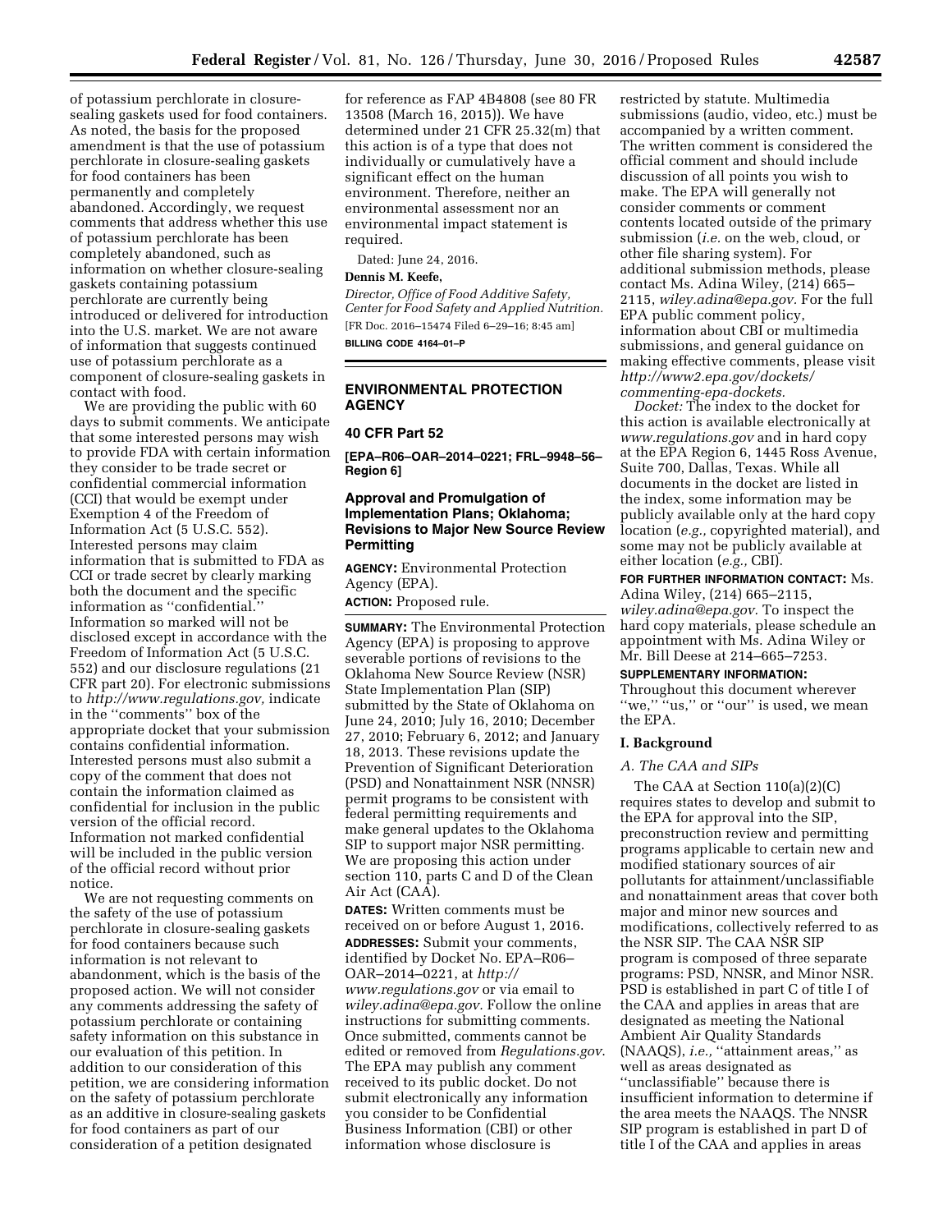of potassium perchlorate in closure-sealing gaskets used for food containers. As noted, the basis for the proposed amendment is that the use of potassium perchlorate in closure-sealing gaskets for food containers has been permanently and completely abandoned. Accordingly, we request comments that address whether this use of potassium perchlorate has been completely abandoned, such as information on whether closure-sealing gaskets containing potassium perchlorate are currently being introduced or delivered for introduction into the U.S. market. We are not aware of information that suggests continued use of potassium perchlorate as a component of closure-sealing gaskets in contact with food.

We are providing the public with 60 days to submit comments. We anticipate that some interested persons may wish to provide FDA with certain information they consider to be trade secret or confidential commercial information (CCI) that would be exempt under Exemption 4 of the Freedom of Information Act (5 U.S.C. 552). Interested persons may claim information that is submitted to FDA as CCI or trade secret by clearly marking both the document and the specific information as ''confidential.'' Information so marked will not be disclosed except in accordance with the Freedom of Information Act (5 U.S.C. 552) and our disclosure regulations (21 CFR part 20). For electronic submissions to *http://www.regulations.gov,* indicate in the ''comments'' box of the appropriate docket that your submission contains confidential information. Interested persons must also submit a copy of the comment that does not contain the information claimed as confidential for inclusion in the public version of the official record. Information not marked confidential will be included in the public version of the official record without prior notice.

We are not requesting comments on the safety of the use of potassium perchlorate in closure-sealing gaskets for food containers because such information is not relevant to abandonment, which is the basis of the proposed action. We will not consider any comments addressing the safety of potassium perchlorate or containing safety information on this substance in our evaluation of this petition. In addition to our consideration of this petition, we are considering information on the safety of potassium perchlorate as an additive in closure-sealing gaskets for food containers as part of our consideration of a petition designated for reference as FAP 4B4808 (see 80 FR 13508 (March 16, 2015)). We have determined under 21 CFR 25.32(m) that this action is of a type that does not individually or cumulatively have a significant effect on the human environment. Therefore, neither an environmental assessment nor an environmental impact statement is required.

Dated: June 24, 2016.

**Dennis M. Keefe,**

*Director, Office of Food Additive Safety, Center for Food Safety and Applied Nutrition.*

[FR Doc. 2016–15474 Filed 6–29–16; 8:45 am]

**BILLING CODE 4164–01–P**

## ENVIRONMENTAL PROTECTION AGENCY

### 40 CFR Part 52

**[EPA–R06–OAR–2014–0221; FRL–9948–56–Region 6]**

### Approval and Promulgation of Implementation Plans; Oklahoma; Revisions to Major New Source Review Permitting

**AGENCY:** Environmental Protection Agency (EPA).

**ACTION:** Proposed rule.

**SUMMARY:** The Environmental Protection Agency (EPA) is proposing to approve severable portions of revisions to the Oklahoma New Source Review (NSR) State Implementation Plan (SIP) submitted by the State of Oklahoma on June 24, 2010; July 16, 2010; December 27, 2010; February 6, 2012; and January 18, 2013. These revisions update the Prevention of Significant Deterioration (PSD) and Nonattainment NSR (NNSR) permit programs to be consistent with federal permitting requirements and make general updates to the Oklahoma SIP to support major NSR permitting. We are proposing this action under section 110, parts C and D of the Clean Air Act (CAA).

**DATES:** Written comments must be received on or before August 1, 2016.

**ADDRESSES:** Submit your comments, identified by Docket No. EPA–R06–OAR–2014–0221, at *http://www.regulations.gov* or via email to *wiley.adina@epa.gov.* Follow the online instructions for submitting comments. Once submitted, comments cannot be edited or removed from *Regulations.gov.* The EPA may publish any comment received to its public docket. Do not submit electronically any information you consider to be Confidential Business Information (CBI) or other information whose disclosure is restricted by statute. Multimedia submissions (audio, video, etc.) must be accompanied by a written comment. The written comment is considered the official comment and should include discussion of all points you wish to make. The EPA will generally not consider comments or comment contents located outside of the primary submission (*i.e.* on the web, cloud, or other file sharing system). For additional submission methods, please contact Ms. Adina Wiley, (214) 665–2115, *wiley.adina@epa.gov.* For the full EPA public comment policy, information about CBI or multimedia submissions, and general guidance on making effective comments, please visit *http://www2.epa.gov/dockets/commenting-epa-dockets.*

*Docket:* The index to the docket for this action is available electronically at *www.regulations.gov* and in hard copy at the EPA Region 6, 1445 Ross Avenue, Suite 700, Dallas, Texas. While all documents in the docket are listed in the index, some information may be publicly available only at the hard copy location (*e.g.,* copyrighted material), and some may not be publicly available at either location (*e.g.,* CBI).

**FOR FURTHER INFORMATION CONTACT:** Ms. Adina Wiley, (214) 665–2115, *wiley.adina@epa.gov.* To inspect the hard copy materials, please schedule an appointment with Ms. Adina Wiley or Mr. Bill Deese at 214–665–7253.

**SUPPLEMENTARY INFORMATION:**

Throughout this document wherever ''we,'' ''us,'' or ''our'' is used, we mean the EPA.

#### I. Background

##### *A. The CAA and SIPs*

The CAA at Section 110(a)(2)(C) requires states to develop and submit to the EPA for approval into the SIP, preconstruction review and permitting programs applicable to certain new and modified stationary sources of air pollutants for attainment/unclassifiable and nonattainment areas that cover both major and minor new sources and modifications, collectively referred to as the NSR SIP. The CAA NSR SIP program is composed of three separate programs: PSD, NNSR, and Minor NSR. PSD is established in part C of title I of the CAA and applies in areas that are designated as meeting the National Ambient Air Quality Standards (NAAQS), *i.e.,* ''attainment areas,'' as well as areas designated as ''unclassifiable'' because there is insufficient information to determine if the area meets the NAAQS. The NNSR SIP program is established in part D of title I of the CAA and applies in areas